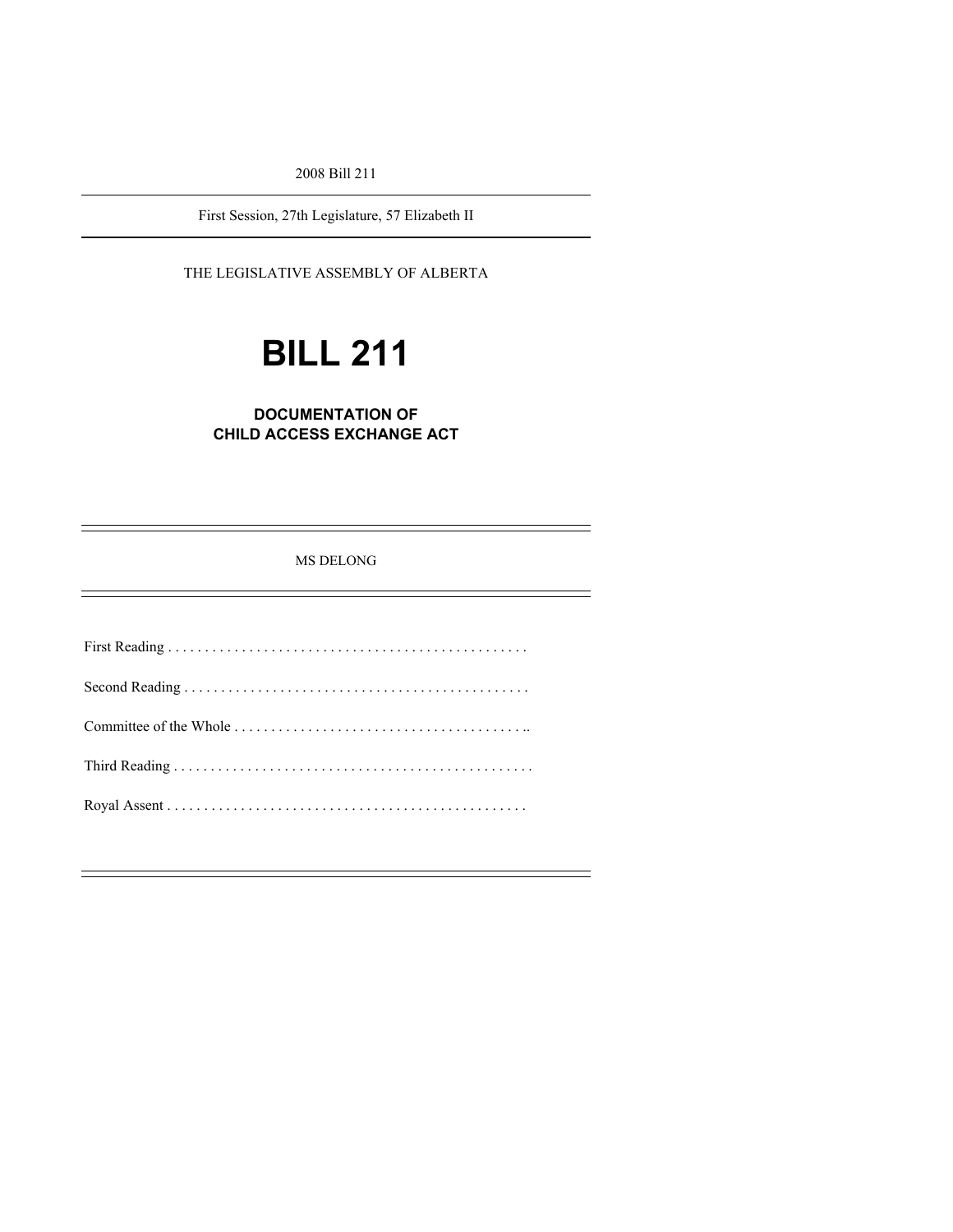2008 Bill 211

First Session, 27th Legislature, 57 Elizabeth II

THE LEGISLATIVE ASSEMBLY OF ALBERTA

# BILL 211

## DOCUMENTATION OF CHILD ACCESS EXCHANGE ACT

MS DELONG

First Reading . . . . . . . . . . . . . . . . . . . . . . . . . . . . . . . . . . . . . . . . . . . . . . . . .

Second Reading . . . . . . . . . . . . . . . . . . . . . . . . . . . . . . . . . . . . . . . . . . . . . . .

Committee of the Whole . . . . . . . . . . . . . . . . . . . . . . . . . . . . . . . . . . . . . . . ..

Third Reading . . . . . . . . . . . . . . . . . . . . . . . . . . . . . . . . . . . . . . . . . . . . . . . . .

Royal Assent . . . . . . . . . . . . . . . . . . . . . . . . . . . . . . . . . . . . . . . . . . . . . . . . .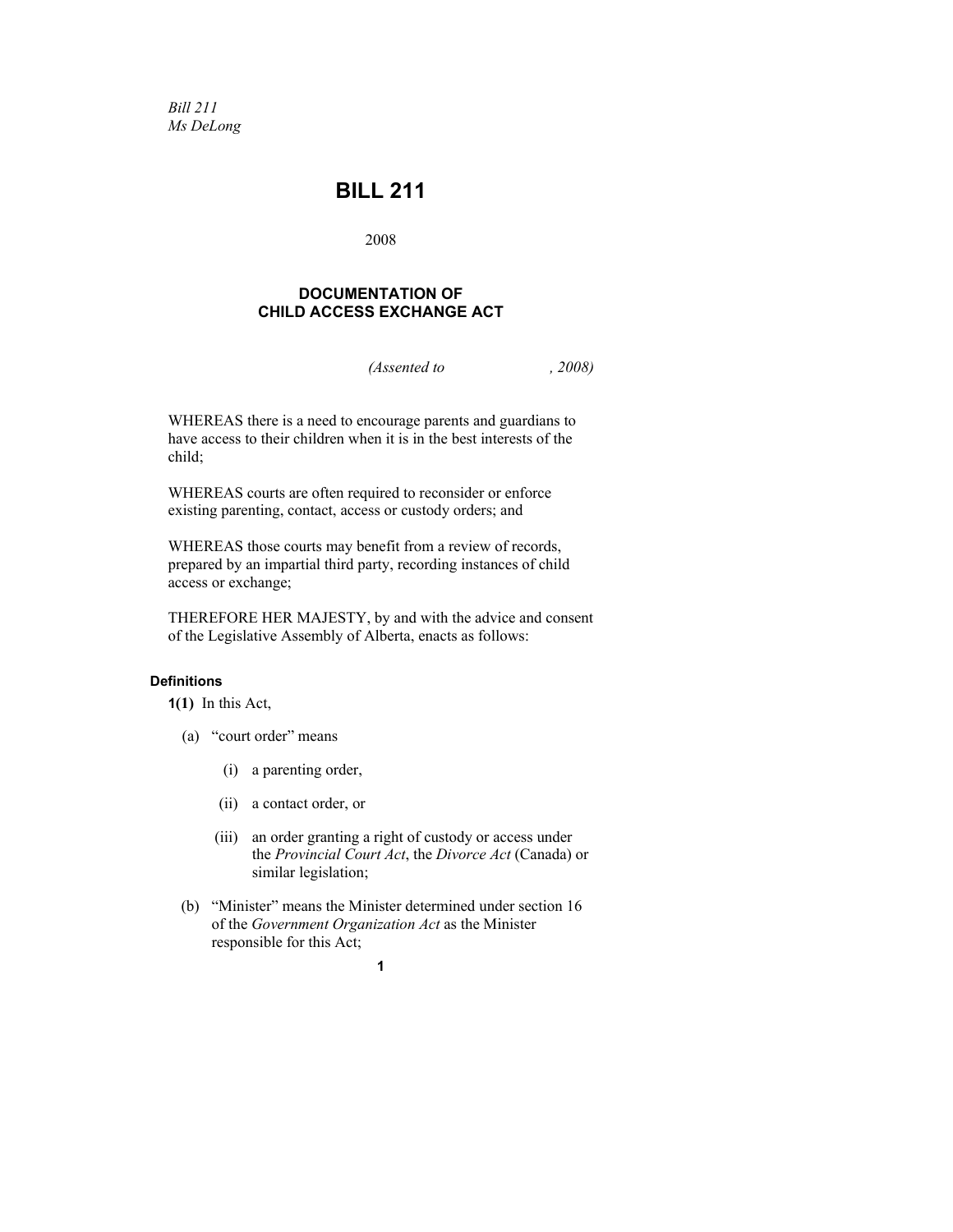*Bill 211*
*Ms DeLong*

# BILL 211

2008

## DOCUMENTATION OF CHILD ACCESS EXCHANGE ACT

*(Assented to , 2008)*

WHEREAS there is a need to encourage parents and guardians to have access to their children when it is in the best interests of the child;

WHEREAS courts are often required to reconsider or enforce existing parenting, contact, access or custody orders; and

WHEREAS those courts may benefit from a review of records, prepared by an impartial third party, recording instances of child access or exchange;

THEREFORE HER MAJESTY, by and with the advice and consent of the Legislative Assembly of Alberta, enacts as follows:

**Definitions**

**1(1)** In this Act,

(a) "court order" means

(i) a parenting order,

(ii) a contact order, or

(iii) an order granting a right of custody or access under the *Provincial Court Act*, the *Divorce Act* (Canada) or similar legislation;

(b) "Minister" means the Minister determined under section 16 of the *Government Organization Act* as the Minister responsible for this Act;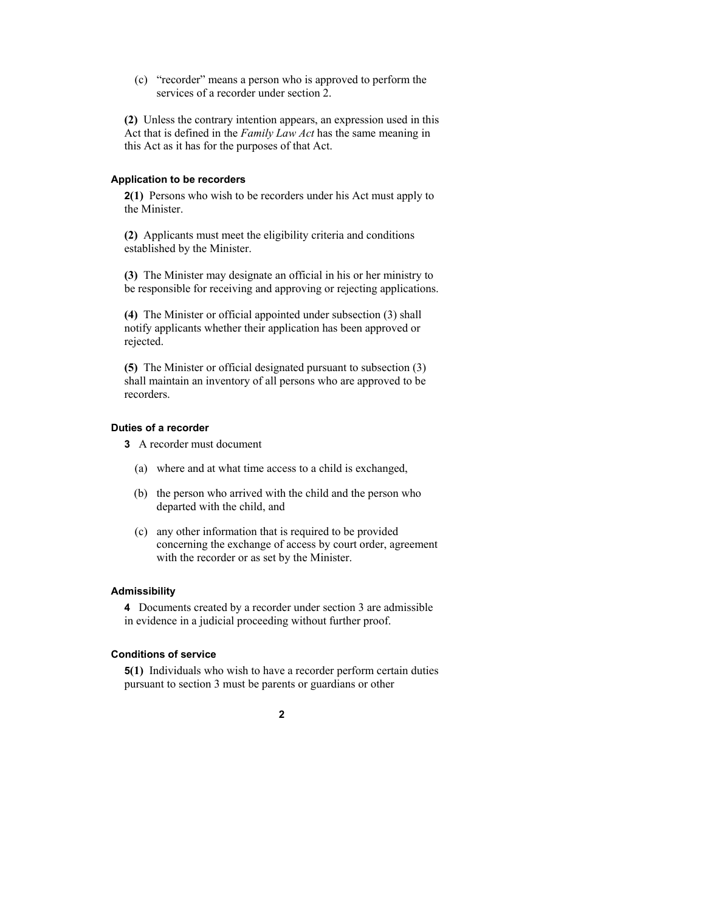(c) “recorder” means a person who is approved to perform the services of a recorder under section 2.

**(2)** Unless the contrary intention appears, an expression used in this Act that is defined in the *Family Law Act* has the same meaning in this Act as it has for the purposes of that Act.

### Application to be recorders

**2(1)** Persons who wish to be recorders under his Act must apply to the Minister.

**(2)** Applicants must meet the eligibility criteria and conditions established by the Minister.

**(3)** The Minister may designate an official in his or her ministry to be responsible for receiving and approving or rejecting applications.

**(4)** The Minister or official appointed under subsection (3) shall notify applicants whether their application has been approved or rejected.

**(5)** The Minister or official designated pursuant to subsection (3) shall maintain an inventory of all persons who are approved to be recorders.

### Duties of a recorder

**3** A recorder must document

(a) where and at what time access to a child is exchanged,

(b) the person who arrived with the child and the person who departed with the child, and

(c) any other information that is required to be provided concerning the exchange of access by court order, agreement with the recorder or as set by the Minister.

### Admissibility

**4** Documents created by a recorder under section 3 are admissible in evidence in a judicial proceeding without further proof.

### Conditions of service

**5(1)** Individuals who wish to have a recorder perform certain duties pursuant to section 3 must be parents or guardians or other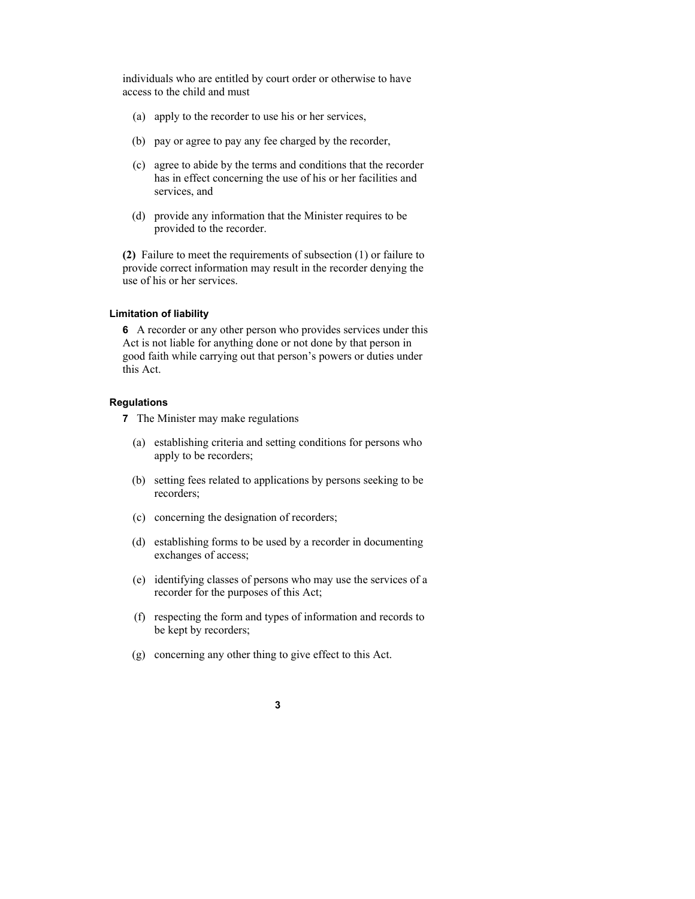individuals who are entitled by court order or otherwise to have access to the child and must

(a) apply to the recorder to use his or her services,

(b) pay or agree to pay any fee charged by the recorder,

(c) agree to abide by the terms and conditions that the recorder has in effect concerning the use of his or her facilities and services, and

(d) provide any information that the Minister requires to be provided to the recorder.

**(2)** Failure to meet the requirements of subsection (1) or failure to provide correct information may result in the recorder denying the use of his or her services.

#### Limitation of liability

**6** A recorder or any other person who provides services under this Act is not liable for anything done or not done by that person in good faith while carrying out that person's powers or duties under this Act.

#### Regulations

**7** The Minister may make regulations

(a) establishing criteria and setting conditions for persons who apply to be recorders;

(b) setting fees related to applications by persons seeking to be recorders;

(c) concerning the designation of recorders;

(d) establishing forms to be used by a recorder in documenting exchanges of access;

(e) identifying classes of persons who may use the services of a recorder for the purposes of this Act;

(f) respecting the form and types of information and records to be kept by recorders;

(g) concerning any other thing to give effect to this Act.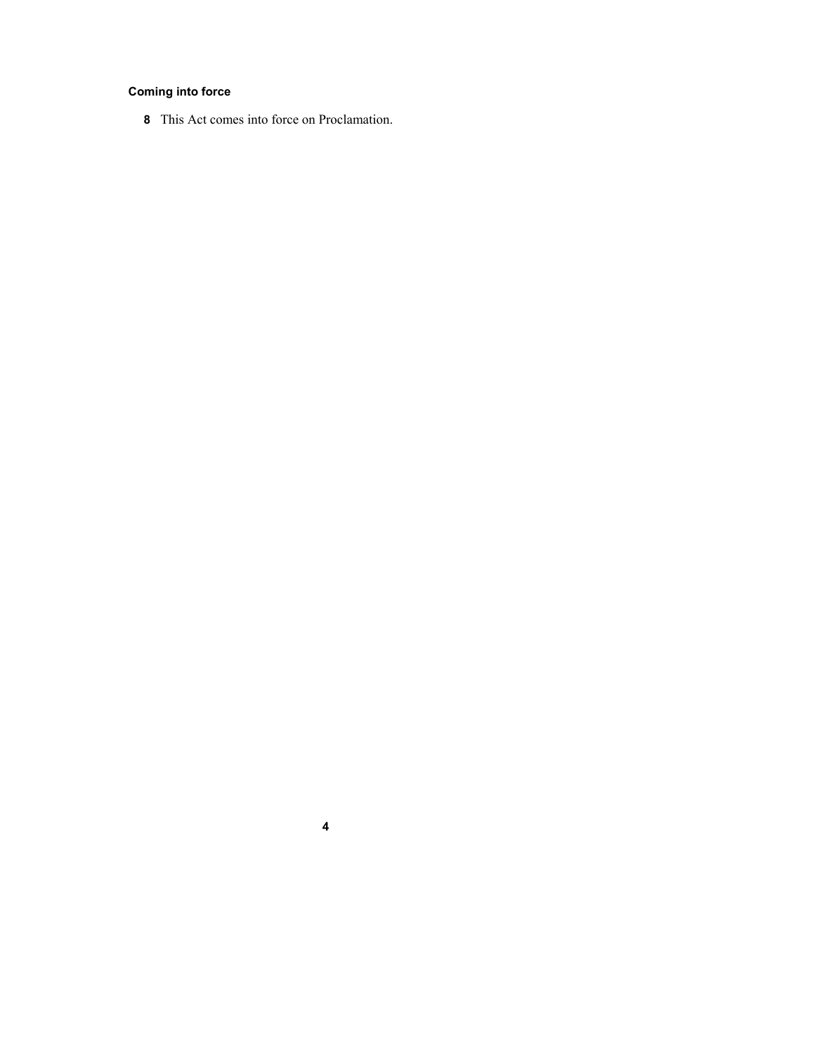**Coming into force**

**8** This Act comes into force on Proclamation.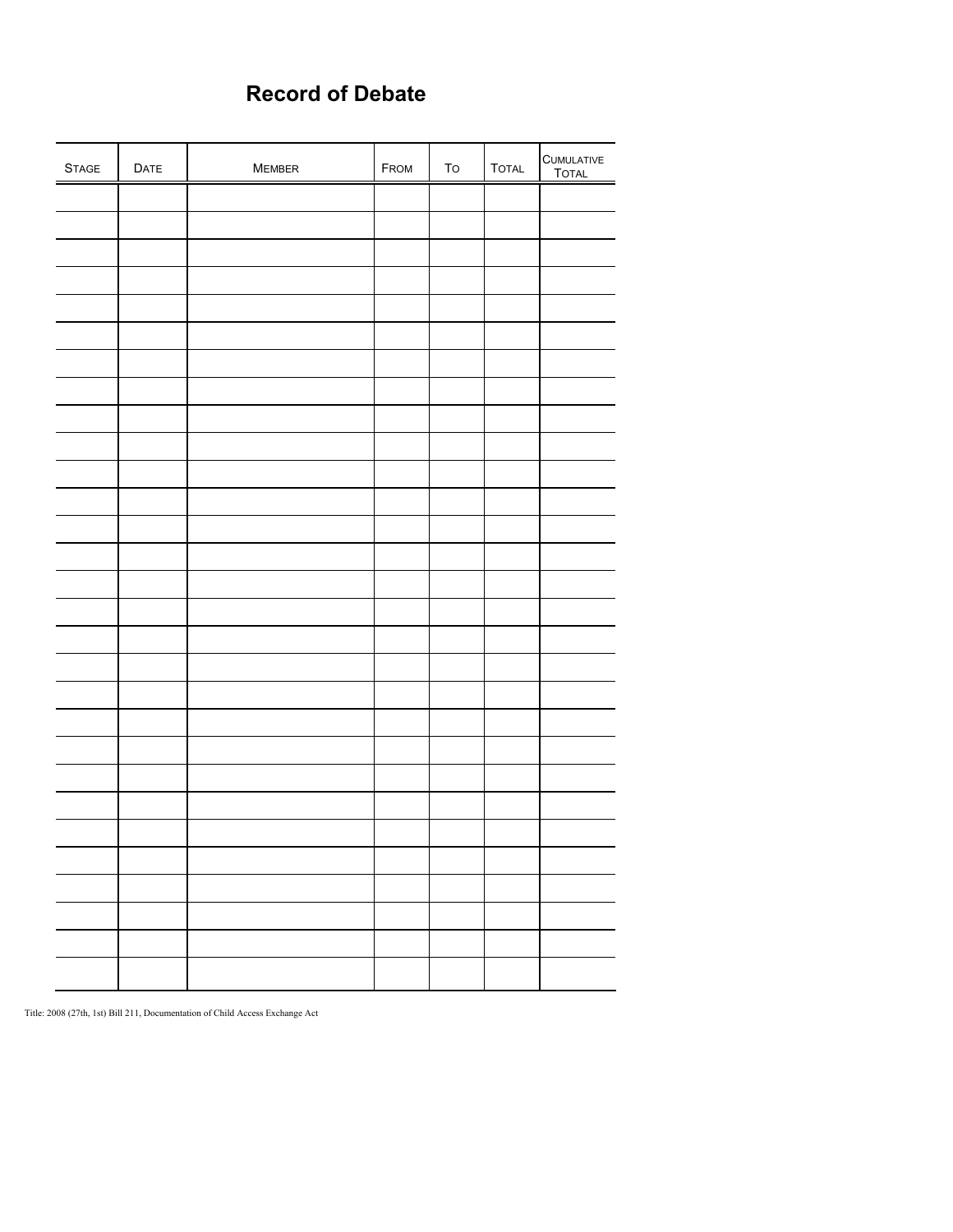# Record of Debate

| Stage | Date | Member | From | To | Total | Cumulative Total |
|---|---|---|---|---|---|---|
| | | | | | | |
| | | | | | | |
| | | | | | | |
| | | | | | | |
| | | | | | | |
| | | | | | | |
| | | | | | | |
| | | | | | | |
| | | | | | | |
| | | | | | | |
| | | | | | | |
| | | | | | | |
| | | | | | | |
| | | | | | | |
| | | | | | | |
| | | | | | | |
| | | | | | | |
| | | | | | | |
| | | | | | | |
| | | | | | | |
| | | | | | | |
| | | | | | | |
| | | | | | | |
| | | | | | | |
| | | | | | | |
| | | | | | | |
| | | | | | | |
| | | | | | | |
| | | | | | | |

Title: 2008 (27th, 1st) Bill 211, Documentation of Child Access Exchange Act